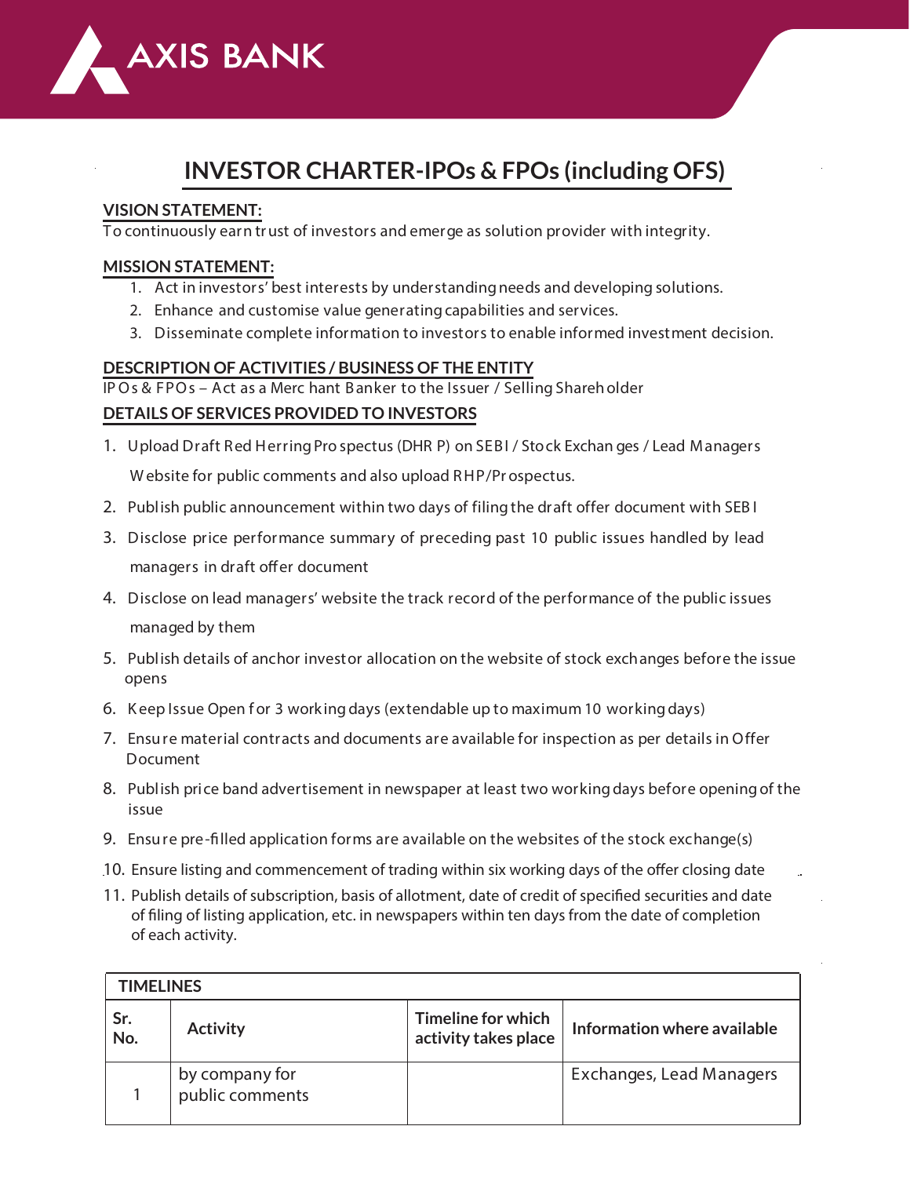AXIS BANK

# INVESTOR CHARTER-IPOs & FPOs (including OFS)

## VISION STATEMENT:

To continuously earn trust of investors and emerge as solution provider with integrity.

## MISSION STATEMENT:

1. Act in investors' best interests by understanding needs and developing solutions.
2. Enhance and customise value generating capabilities and services.
3. Disseminate complete information to investors to enable informed investment decision.

## DESCRIPTION OF ACTIVITIES / BUSINESS OF THE ENTITY

IPOs & FPOs – Act as a Merchant Banker to the Issuer / Selling Shareholder

## DETAILS OF SERVICES PROVIDED TO INVESTORS

1. Upload Draft Red Herring Prospectus (DHRP) on SEBI / Stock Exchanges / Lead Managers Website for public comments and also upload RHP/Prospectus.
2. Publish public announcement within two days of filing the draft offer document with SEBI
3. Disclose price performance summary of preceding past 10 public issues handled by lead managers in draft offer document
4. Disclose on lead managers' website the track record of the performance of the public issues managed by them
5. Publish details of anchor investor allocation on the website of stock exchanges before the issue opens
6. Keep Issue Open for 3 working days (extendable up to maximum 10 working days)
7. Ensure material contracts and documents are available for inspection as per details in Offer Document
8. Publish price band advertisement in newspaper at least two working days before opening of the issue
9. Ensure pre-filled application forms are available on the websites of the stock exchange(s)
10. Ensure listing and commencement of trading within six working days of the offer closing date
11. Publish details of subscription, basis of allotment, date of credit of specified securities and date of filing of listing application, etc. in newspapers within ten days from the date of completion of each activity.

| TIMELINES | | | |
|---|---|---|---|
| Sr. No. | Activity | Timeline for which activity takes place | Information where available |
| 1 | by company for public comments | | Exchanges, Lead Managers |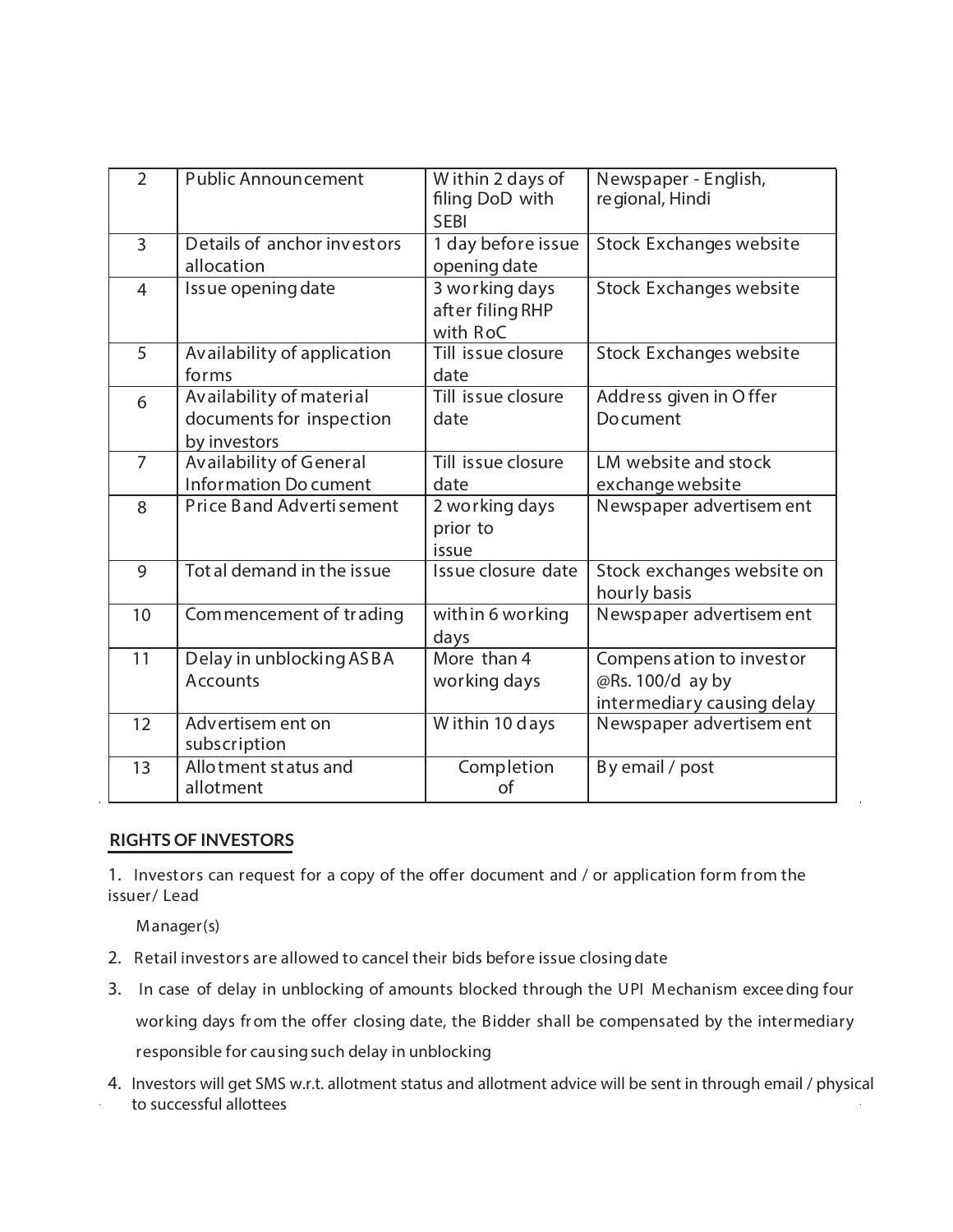| 2 | Public Announcement | Within 2 days of filing DoD with SEBI | Newspaper - English, regional, Hindi |
|---|---|---|---|
| 3 | Details of anchor investors allocation | 1 day before issue opening date | Stock Exchanges website |
| 4 | Issue opening date | 3 working days after filing RHP with RoC | Stock Exchanges website |
| 5 | Availability of application forms | Till issue closure date | Stock Exchanges website |
| 6 | Availability of material documents for inspection by investors | Till issue closure date | Address given in Offer Document |
| 7 | Availability of General Information Document | Till issue closure date | LM website and stock exchange website |
| 8 | Price Band Advertisement | 2 working days prior to issue | Newspaper advertisement |
| 9 | Total demand in the issue | Issue closure date | Stock exchanges website on hourly basis |
| 10 | Commencement of trading | within 6 working days | Newspaper advertisement |
| 11 | Delay in unblocking ASBA Accounts | More than 4 working days | Compensation to investor @Rs. 100/day by intermediary causing delay |
| 12 | Advertisement on subscription | Within 10 days | Newspaper advertisement |
| 13 | Allotment status and allotment | Completion of | By email / post |

## RIGHTS OF INVESTORS

1. Investors can request for a copy of the offer document and / or application form from the issuer/ Lead Manager(s)
2. Retail investors are allowed to cancel their bids before issue closing date
3. In case of delay in unblocking of amounts blocked through the UPI Mechanism exceeding four working days from the offer closing date, the Bidder shall be compensated by the intermediary responsible for causing such delay in unblocking
4. Investors will get SMS w.r.t. allotment status and allotment advice will be sent in through email / physical to successful allottees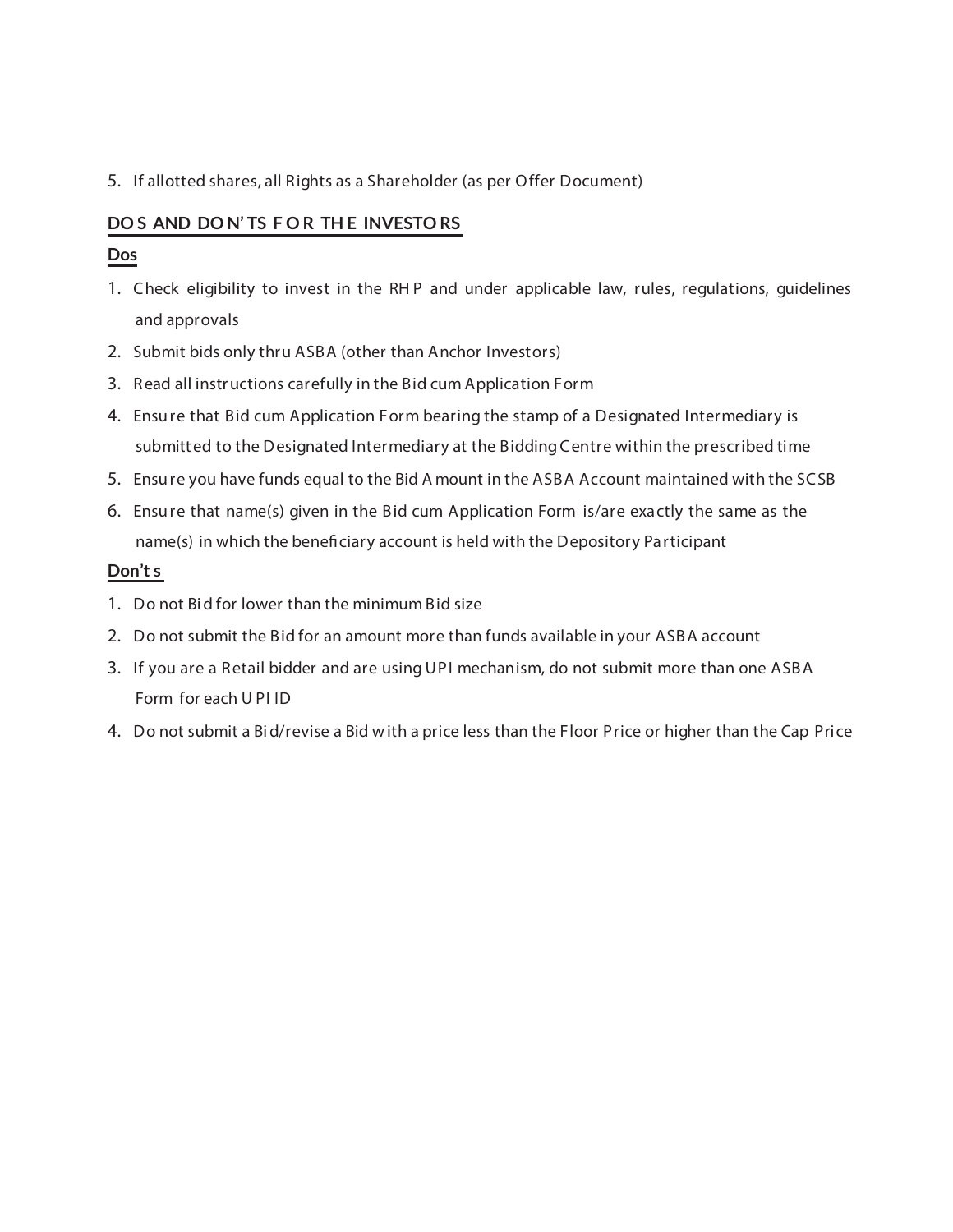5. If allotted shares, all Rights as a Shareholder (as per Offer Document)

## DOS AND DON'TS FOR THE INVESTORS

**Dos**

1. Check eligibility to invest in the RHP and under applicable law, rules, regulations, guidelines and approvals
2. Submit bids only thru ASBA (other than Anchor Investors)
3. Read all instructions carefully in the Bid cum Application Form
4. Ensure that Bid cum Application Form bearing the stamp of a Designated Intermediary is submitted to the Designated Intermediary at the Bidding Centre within the prescribed time
5. Ensure you have funds equal to the Bid Amount in the ASBA Account maintained with the SCSB
6. Ensure that name(s) given in the Bid cum Application Form is/are exactly the same as the name(s) in which the beneficiary account is held with the Depository Participant

**Don't s**

1. Do not Bid for lower than the minimum Bid size
2. Do not submit the Bid for an amount more than funds available in your ASBA account
3. If you are a Retail bidder and are using UPI mechanism, do not submit more than one ASBA Form for each UPI ID
4. Do not submit a Bid/revise a Bid with a price less than the Floor Price or higher than the Cap Price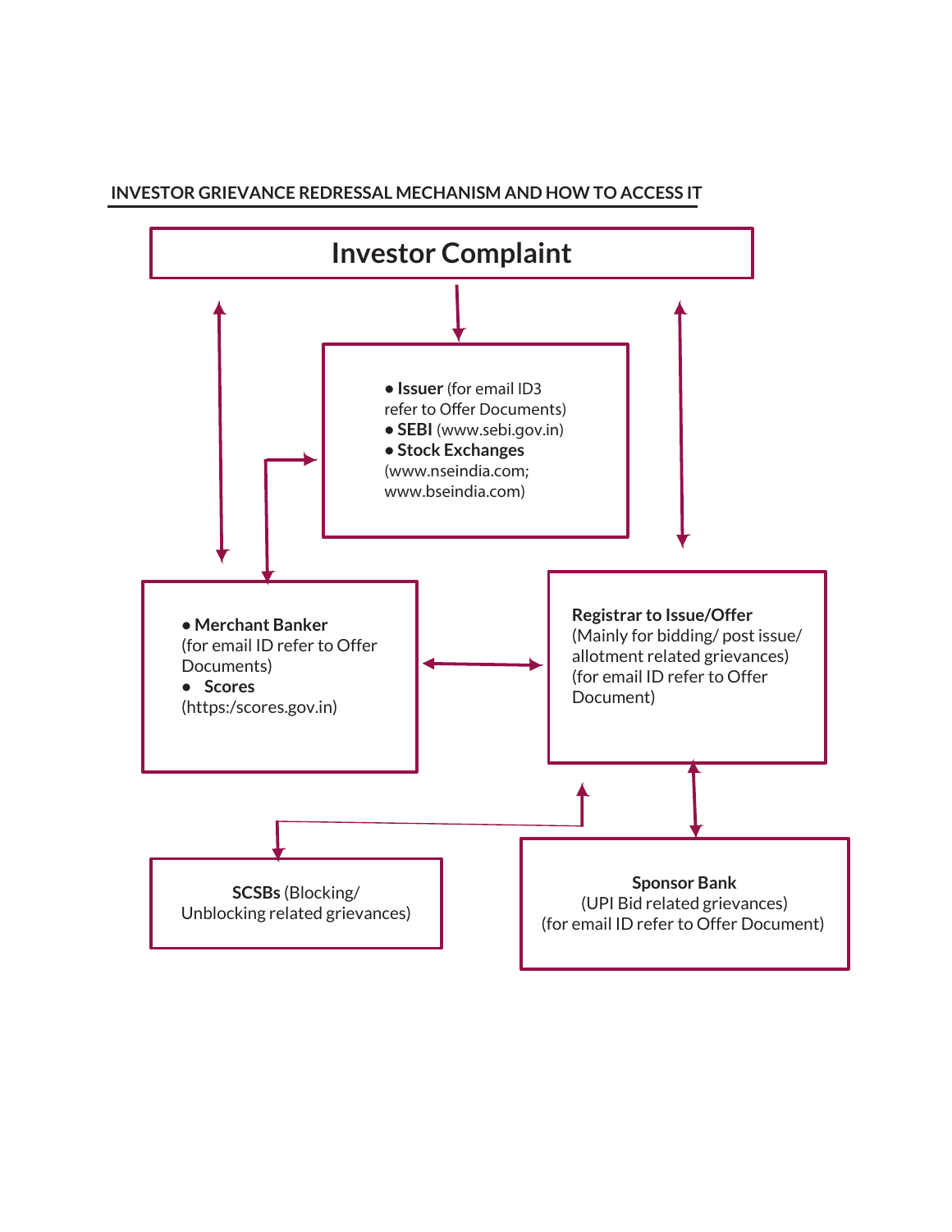## INVESTOR GRIEVANCE REDRESSAL MECHANISM AND HOW TO ACCESS IT

**Investor Complaint**

- **Issuer** (for email ID3 refer to Offer Documents)
- **SEBI** (www.sebi.gov.in)
- **Stock Exchanges** (www.nseindia.com; www.bseindia.com)

- **Merchant Banker** (for email ID refer to Offer Documents)
- **Scores** (https:/scores.gov.in)

**Registrar to Issue/Offer**
(Mainly for bidding/ post issue/ allotment related grievances)
(for email ID refer to Offer Document)

**SCSBs** (Blocking/ Unblocking related grievances)

**Sponsor Bank**
(UPI Bid related grievances)
(for email ID refer to Offer Document)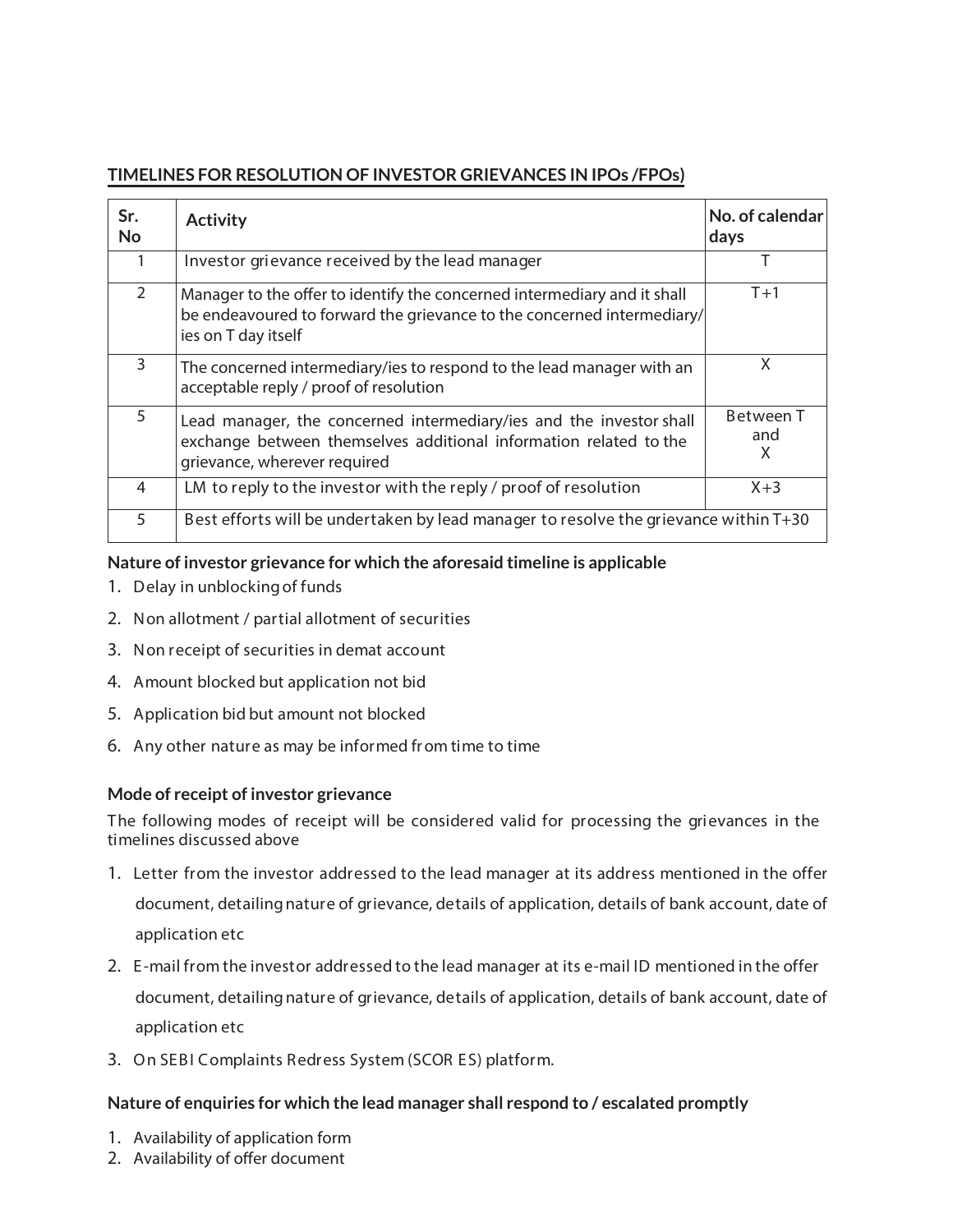**TIMELINES FOR RESOLUTION OF INVESTOR GRIEVANCES IN IPOs /FPOs)**

| Sr. No | Activity | No. of calendar days |
|---|---|---|
| 1 | Investor grievance received by the lead manager | T |
| 2 | Manager to the offer to identify the concerned intermediary and it shall be endeavoured to forward the grievance to the concerned intermediary/ies on T day itself | T+1 |
| 3 | The concerned intermediary/ies to respond to the lead manager with an acceptable reply / proof of resolution | X |
| 5 | Lead manager, the concerned intermediary/ies and the investor shall exchange between themselves additional information related to the grievance, wherever required | Between T and X |
| 4 | LM to reply to the investor with the reply / proof of resolution | X+3 |
| 5 | Best efforts will be undertaken by lead manager to resolve the grievance within T+30 | |

**Nature of investor grievance for which the aforesaid timeline is applicable**

1. Delay in unblocking of funds
2. Non allotment / partial allotment of securities
3. Non receipt of securities in demat account
4. Amount blocked but application not bid
5. Application bid but amount not blocked
6. Any other nature as may be informed from time to time

**Mode of receipt of investor grievance**

The following modes of receipt will be considered valid for processing the grievances in the timelines discussed above

1. Letter from the investor addressed to the lead manager at its address mentioned in the offer document, detailing nature of grievance, details of application, details of bank account, date of application etc
2. E-mail from the investor addressed to the lead manager at its e-mail ID mentioned in the offer document, detailing nature of grievance, details of application, details of bank account, date of application etc
3. On SEBI Complaints Redress System (SCORES) platform.

**Nature of enquiries for which the lead manager shall respond to / escalated promptly**

1. Availability of application form
2. Availability of offer document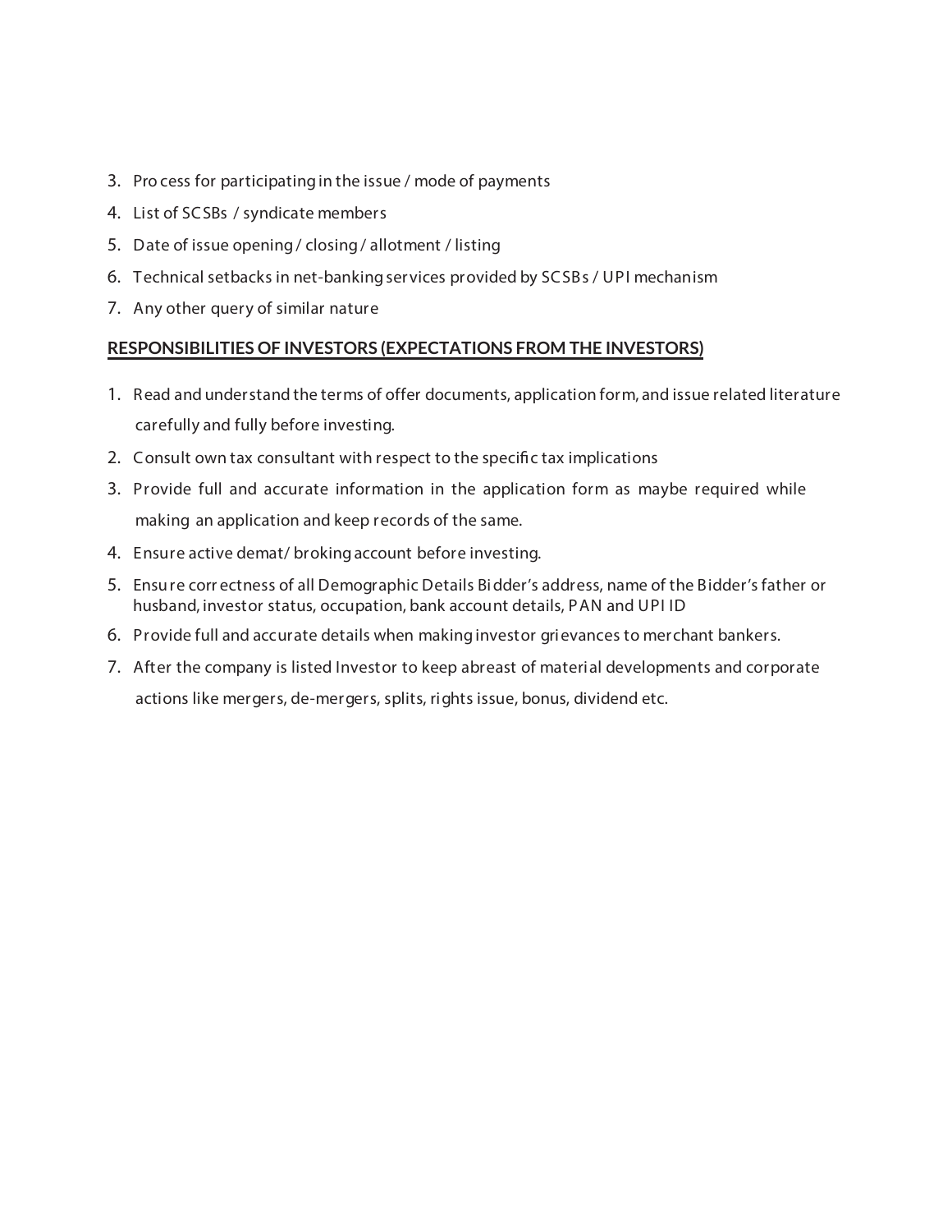3. Process for participating in the issue / mode of payments
4. List of SCSBs / syndicate members
5. Date of issue opening / closing / allotment / listing
6. Technical setbacks in net-banking services provided by SCSBs / UPI mechanism
7. Any other query of similar nature

**RESPONSIBILITIES OF INVESTORS (EXPECTATIONS FROM THE INVESTORS)**

1. Read and understand the terms of offer documents, application form, and issue related literature carefully and fully before investing.
2. Consult own tax consultant with respect to the specific tax implications
3. Provide full and accurate information in the application form as maybe required while making an application and keep records of the same.
4. Ensure active demat/ broking account before investing.
5. Ensure correctness of all Demographic Details Bidder's address, name of the Bidder's father or husband, investor status, occupation, bank account details, PAN and UPI ID
6. Provide full and accurate details when making investor grievances to merchant bankers.
7. After the company is listed Investor to keep abreast of material developments and corporate actions like mergers, de-mergers, splits, rights issue, bonus, dividend etc.